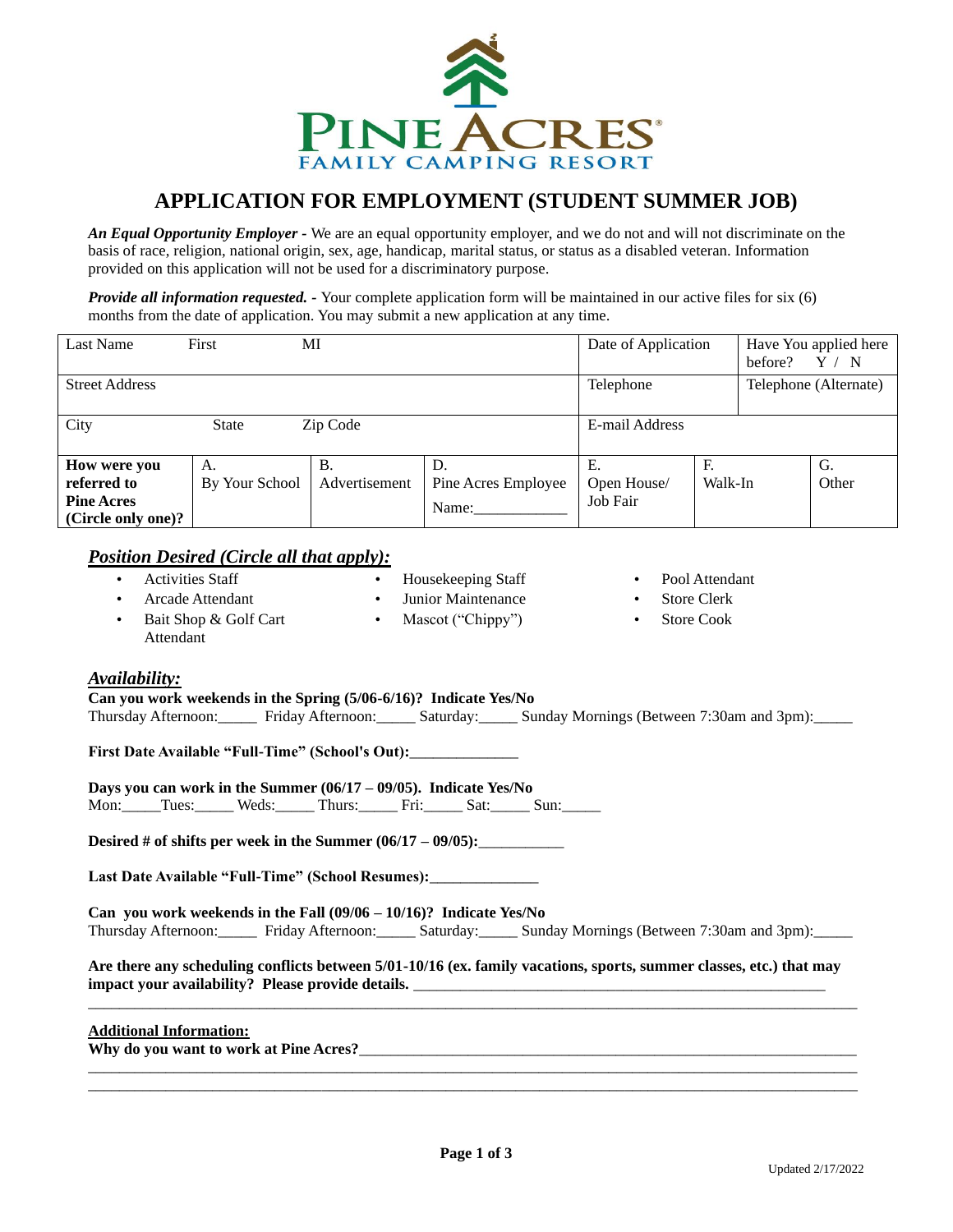PINE ACRES
FAMILY CAMPING RESORT

# APPLICATION FOR EMPLOYMENT (STUDENT SUMMER JOB)

***An Equal Opportunity Employer -*** We are an equal opportunity employer, and we do not and will not discriminate on the basis of race, religion, national origin, sex, age, handicap, marital status, or status as a disabled veteran. Information provided on this application will not be used for a discriminatory purpose.

***Provide all information requested. -*** Your complete application form will be maintained in our active files for six (6) months from the date of application. You may submit a new application at any time.

| Last Name First MI | | | | Date of Application | | Have You applied here before? Y / N |
|---|---|---|---|---|---|---|
| Street Address | | | | Telephone | | Telephone (Alternate) |
| City State Zip Code | | | | E-mail Address | | |
| **How were you referred to Pine Acres (Circle only one)?** | A. By Your School | B. Advertisement | D. Pine Acres Employee Name:___________ | E. Open House/ Job Fair | F. Walk-In | G. Other |

## *Position Desired (Circle all that apply):*

- Activities Staff
- Arcade Attendant
- Bait Shop & Golf Cart Attendant
- Housekeeping Staff
- Junior Maintenance
- Mascot ("Chippy")
- Pool Attendant
- Store Clerk
- Store Cook

## *Availability:*

**Can you work weekends in the Spring (5/06-6/16)? Indicate Yes/No**
Thursday Afternoon:_____ Friday Afternoon:_____ Saturday:_____ Sunday Mornings (Between 7:30am and 3pm):_____

**First Date Available "Full-Time" (School's Out):**______________

**Days you can work in the Summer (06/17 – 09/05). Indicate Yes/No**
Mon:_____Tues:_____ Weds:_____ Thurs:_____ Fri:_____ Sat:_____ Sun:_____

**Desired # of shifts per week in the Summer (06/17 – 09/05):**___________

**Last Date Available "Full-Time" (School Resumes):**______________

**Can you work weekends in the Fall (09/06 – 10/16)? Indicate Yes/No**
Thursday Afternoon:_____ Friday Afternoon:_____ Saturday:_____ Sunday Mornings (Between 7:30am and 3pm):_____

**Are there any scheduling conflicts between 5/01-10/16 (ex. family vacations, sports, summer classes, etc.) that may impact your availability? Please provide details.** ________________________________________________________
_____________________________________________________________________________________________

**Additional Information:**
**Why do you want to work at Pine Acres?**___________________________________________________________________
_____________________________________________________________________________________________
_____________________________________________________________________________________________

Updated 2/17/2022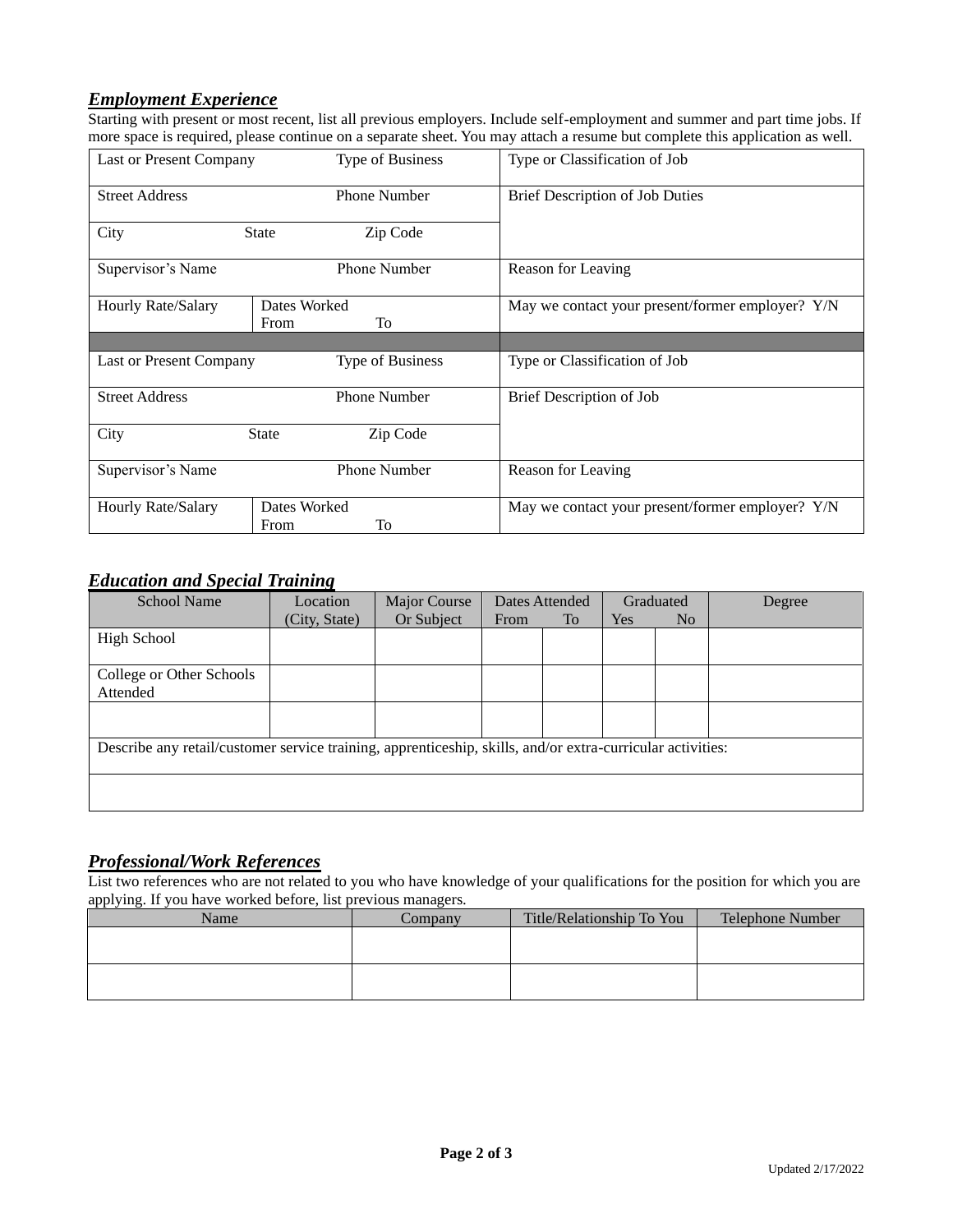## ***Employment Experience***

Starting with present or most recent, list all previous employers. Include self-employment and summer and part time jobs. If more space is required, please continue on a separate sheet. You may attach a resume but complete this application as well.

| | | |
|---|---|---|
| Last or Present Company &nbsp;&nbsp;&nbsp;&nbsp; Type of Business | | Type or Classification of Job |
| Street Address &nbsp;&nbsp;&nbsp;&nbsp; Phone Number | | Brief Description of Job Duties |
| City &nbsp;&nbsp;&nbsp;&nbsp; State &nbsp;&nbsp;&nbsp;&nbsp; Zip Code | | |
| Supervisor's Name &nbsp;&nbsp;&nbsp;&nbsp; Phone Number | | Reason for Leaving |
| Hourly Rate/Salary | Dates Worked<br>From &nbsp;&nbsp;&nbsp;&nbsp; To | May we contact your present/former employer? Y/N |

| | | |
|---|---|---|
| Last or Present Company &nbsp;&nbsp;&nbsp;&nbsp; Type of Business | | Type or Classification of Job |
| Street Address &nbsp;&nbsp;&nbsp;&nbsp; Phone Number | | Brief Description of Job |
| City &nbsp;&nbsp;&nbsp;&nbsp; State &nbsp;&nbsp;&nbsp;&nbsp; Zip Code | | |
| Supervisor's Name &nbsp;&nbsp;&nbsp;&nbsp; Phone Number | | Reason for Leaving |
| Hourly Rate/Salary | Dates Worked<br>From &nbsp;&nbsp;&nbsp;&nbsp; To | May we contact your present/former employer? Y/N |

## ***Education and Special Training***

| School Name | Location (City, State) | Major Course Or Subject | Dates Attended | | Graduated | | Degree |
|---|---|---|---|---|---|---|---|
| | | | From | To | Yes | No | |
| High School | | | | | | | |
| College or Other Schools Attended | | | | | | | |
| | | | | | | | |
| Describe any retail/customer service training, apprenticeship, skills, and/or extra-curricular activities: | | | | | | | |
| | | | | | | | |

## ***Professional/Work References***

List two references who are not related to you who have knowledge of your qualifications for the position for which you are applying. If you have worked before, list previous managers.

| Name | Company | Title/Relationship To You | Telephone Number |
|---|---|---|---|
| | | | |
| | | | |

Updated 2/17/2022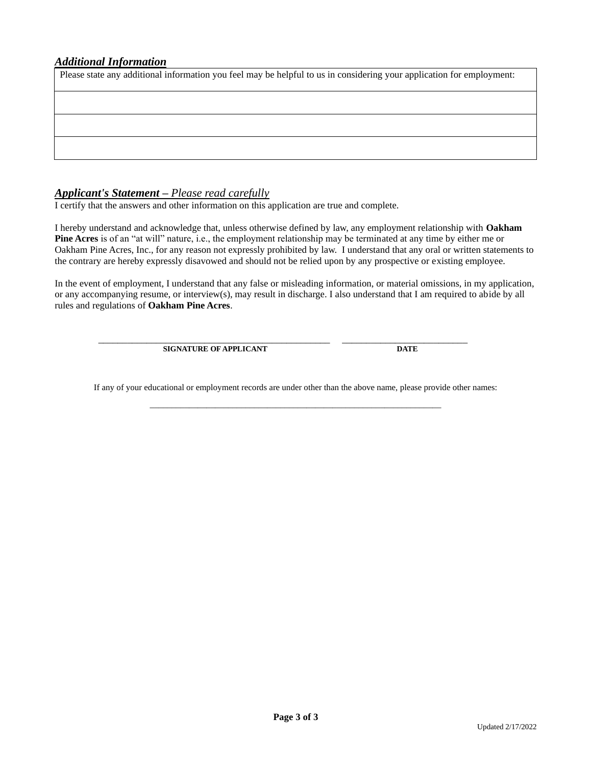## ***Additional Information***

| |
|---|
| Please state any additional information you feel may be helpful to us in considering your application for employment: |
| |
| |
| |

## ***Applicant's Statement** – Please read carefully*

I certify that the answers and other information on this application are true and complete.

I hereby understand and acknowledge that, unless otherwise defined by law, any employment relationship with **Oakham Pine Acres** is of an "at will" nature, i.e., the employment relationship may be terminated at any time by either me or Oakham Pine Acres, Inc., for any reason not expressly prohibited by law. I understand that any oral or written statements to the contrary are hereby expressly disavowed and should not be relied upon by any prospective or existing employee.

In the event of employment, I understand that any false or misleading information, or material omissions, in my application, or any accompanying resume, or interview(s), may result in discharge. I also understand that I am required to abide by all rules and regulations of **Oakham Pine Acres**.

_______________________________________________ ___________________________

**SIGNATURE OF APPLICANT** **DATE**

If any of your educational or employment records are under other than the above name, please provide other names:

___________________________________________________________________

Updated 2/17/2022